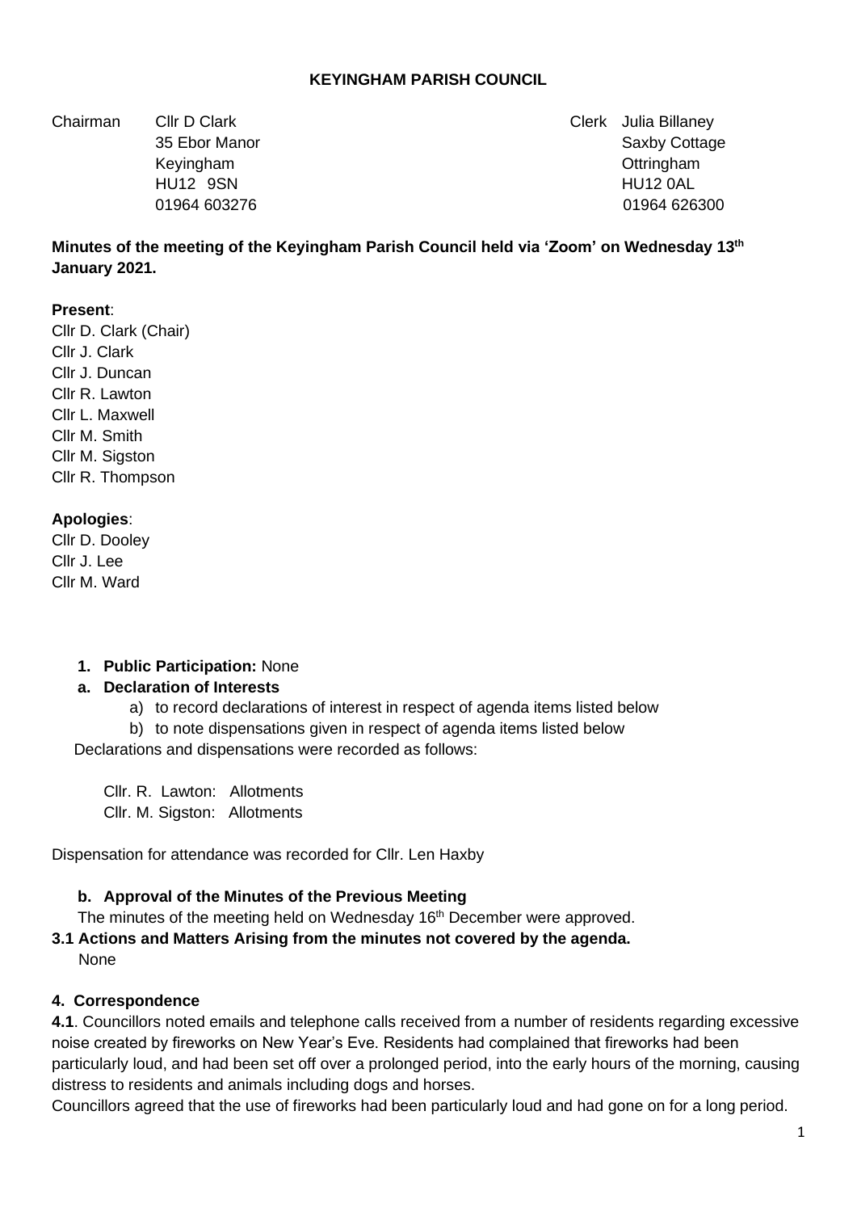**KEYINGHAM PARISH COUNCIL**

Chairman Cllr D Clark
35 Ebor Manor
Keyingham
HU12 9SN
01964 603276

Clerk Julia Billaney
Saxby Cottage
Ottringham
HU12 0AL
01964 626300

**Minutes of the meeting of the Keyingham Parish Council held via 'Zoom' on Wednesday 13th January 2021.**

**Present**:
Cllr D. Clark (Chair)
Cllr J. Clark
Cllr J. Duncan
Cllr R. Lawton
Cllr L. Maxwell
Cllr M. Smith
Cllr M. Sigston
Cllr R. Thompson

**Apologies**:
Cllr D. Dooley
Cllr J. Lee
Cllr M. Ward

1. **Public Participation:** None

a. **Declaration of Interests**
   a) to record declarations of interest in respect of agenda items listed below
   b) to note dispensations given in respect of agenda items listed below

Declarations and dispensations were recorded as follows:

Cllr. R. Lawton: Allotments
Cllr. M. Sigston: Allotments

Dispensation for attendance was recorded for Cllr. Len Haxby

b. **Approval of the Minutes of the Previous Meeting**
The minutes of the meeting held on Wednesday 16th December were approved.

**3.1 Actions and Matters Arising from the minutes not covered by the agenda.**
None

**4. Correspondence**

**4.1**. Councillors noted emails and telephone calls received from a number of residents regarding excessive noise created by fireworks on New Year's Eve. Residents had complained that fireworks had been particularly loud, and had been set off over a prolonged period, into the early hours of the morning, causing distress to residents and animals including dogs and horses.
Councillors agreed that the use of fireworks had been particularly loud and had gone on for a long period.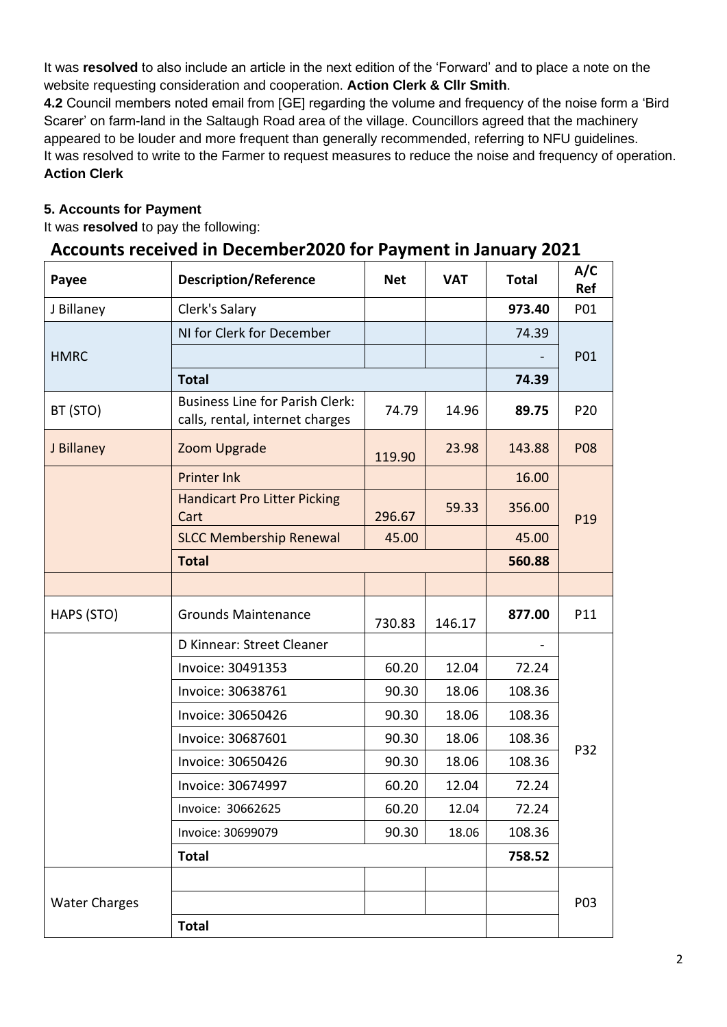It was **resolved** to also include an article in the next edition of the 'Forward' and to place a note on the website requesting consideration and cooperation. **Action Clerk & Cllr Smith**.

**4.2** Council members noted email from [GE] regarding the volume and frequency of the noise form a 'Bird Scarer' on farm-land in the Saltaugh Road area of the village. Councillors agreed that the machinery appeared to be louder and more frequent than generally recommended, referring to NFU guidelines.
It was resolved to write to the Farmer to request measures to reduce the noise and frequency of operation. **Action Clerk**

**5. Accounts for Payment**

It was **resolved** to pay the following:

## Accounts received in December2020 for Payment in January 2021

| Payee | Description/Reference | Net | VAT | Total | A/C Ref |
|---|---|---|---|---|---|
| J Billaney | Clerk's Salary | | | **973.40** | P01 |
| HMRC | NI for Clerk for December | | | 74.39 | P01 |
| | | | | - | |
| | **Total** | | | **74.39** | |
| BT (STO) | Business Line for Parish Clerk: calls, rental, internet charges | 74.79 | 14.96 | **89.75** | P20 |
| J Billaney | Zoom Upgrade | 119.90 | 23.98 | 143.88 | P08 |
| | Printer Ink | | | 16.00 | P19 |
| | Handicart Pro Litter Picking Cart | 296.67 | 59.33 | 356.00 | |
| | SLCC Membership Renewal | 45.00 | | 45.00 | |
| | **Total** | | | **560.88** | |
| | | | | | |
| HAPS (STO) | Grounds Maintenance | 730.83 | 146.17 | **877.00** | P11 |
| | D Kinnear: Street Cleaner | | | - | P32 |
| | Invoice: 30491353 | 60.20 | 12.04 | 72.24 | |
| | Invoice: 30638761 | 90.30 | 18.06 | 108.36 | |
| | Invoice: 30650426 | 90.30 | 18.06 | 108.36 | |
| | Invoice: 30687601 | 90.30 | 18.06 | 108.36 | |
| | Invoice: 30650426 | 90.30 | 18.06 | 108.36 | |
| | Invoice: 30674997 | 60.20 | 12.04 | 72.24 | |
| | Invoice: 30662625 | 60.20 | 12.04 | 72.24 | |
| | Invoice: 30699079 | 90.30 | 18.06 | 108.36 | |
| | **Total** | | | **758.52** | |
| Water Charges | | | | | P03 |
| | | | | | |
| | **Total** | | | | |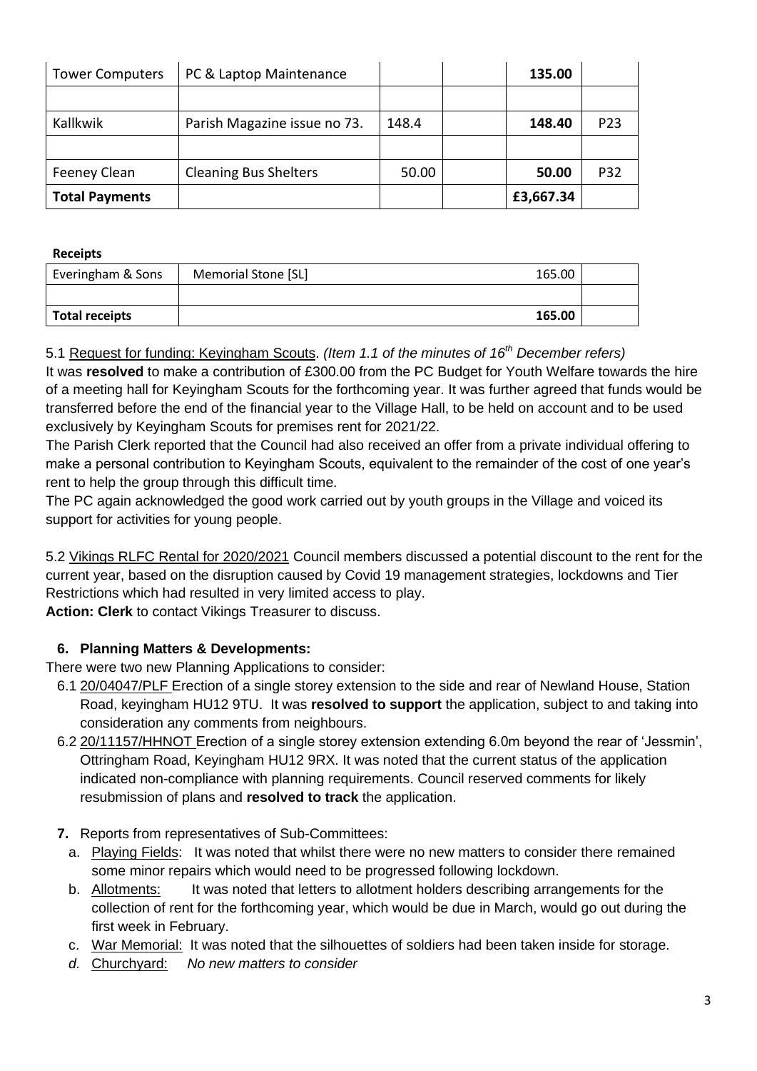| Tower Computers | PC & Laptop Maintenance | | | **135.00** | |
|---|---|---|---|---|---|
| | | | | | |
| Kallkwik | Parish Magazine issue no 73. | 148.4 | | **148.40** | P23 |
| | | | | | |
| Feeney Clean | Cleaning Bus Shelters | 50.00 | | **50.00** | P32 |
| **Total Payments** | | | | **£3,667.34** | |

**Receipts**

| Everingham & Sons | Memorial Stone [SL] | 165.00 | |
|---|---|---|---|
| | | | |
| **Total receipts** | | **165.00** | |

5.1 Request for funding: Keyingham Scouts. *(Item 1.1 of the minutes of 16th December refers)*
It was **resolved** to make a contribution of £300.00 from the PC Budget for Youth Welfare towards the hire of a meeting hall for Keyingham Scouts for the forthcoming year. It was further agreed that funds would be transferred before the end of the financial year to the Village Hall, to be held on account and to be used exclusively by Keyingham Scouts for premises rent for 2021/22.
The Parish Clerk reported that the Council had also received an offer from a private individual offering to make a personal contribution to Keyingham Scouts, equivalent to the remainder of the cost of one year's rent to help the group through this difficult time.
The PC again acknowledged the good work carried out by youth groups in the Village and voiced its support for activities for young people.

5.2 Vikings RLFC Rental for 2020/2021 Council members discussed a potential discount to the rent for the current year, based on the disruption caused by Covid 19 management strategies, lockdowns and Tier Restrictions which had resulted in very limited access to play.
**Action: Clerk** to contact Vikings Treasurer to discuss.

**6. Planning Matters & Developments:**

There were two new Planning Applications to consider:

6.1 20/04047/PLF Erection of a single storey extension to the side and rear of Newland House, Station Road, keyingham HU12 9TU. It was **resolved to support** the application, subject to and taking into consideration any comments from neighbours.

6.2 20/11157/HHNOT Erection of a single storey extension extending 6.0m beyond the rear of 'Jessmin', Ottringham Road, Keyingham HU12 9RX. It was noted that the current status of the application indicated non-compliance with planning requirements. Council reserved comments for likely resubmission of plans and **resolved to track** the application.

**7.** Reports from representatives of Sub-Committees:

a. Playing Fields: It was noted that whilst there were no new matters to consider there remained some minor repairs which would need to be progressed following lockdown.
b. Allotments: It was noted that letters to allotment holders describing arrangements for the collection of rent for the forthcoming year, which would be due in March, would go out during the first week in February.
c. War Memorial: It was noted that the silhouettes of soldiers had been taken inside for storage.
d. Churchyard: *No new matters to consider*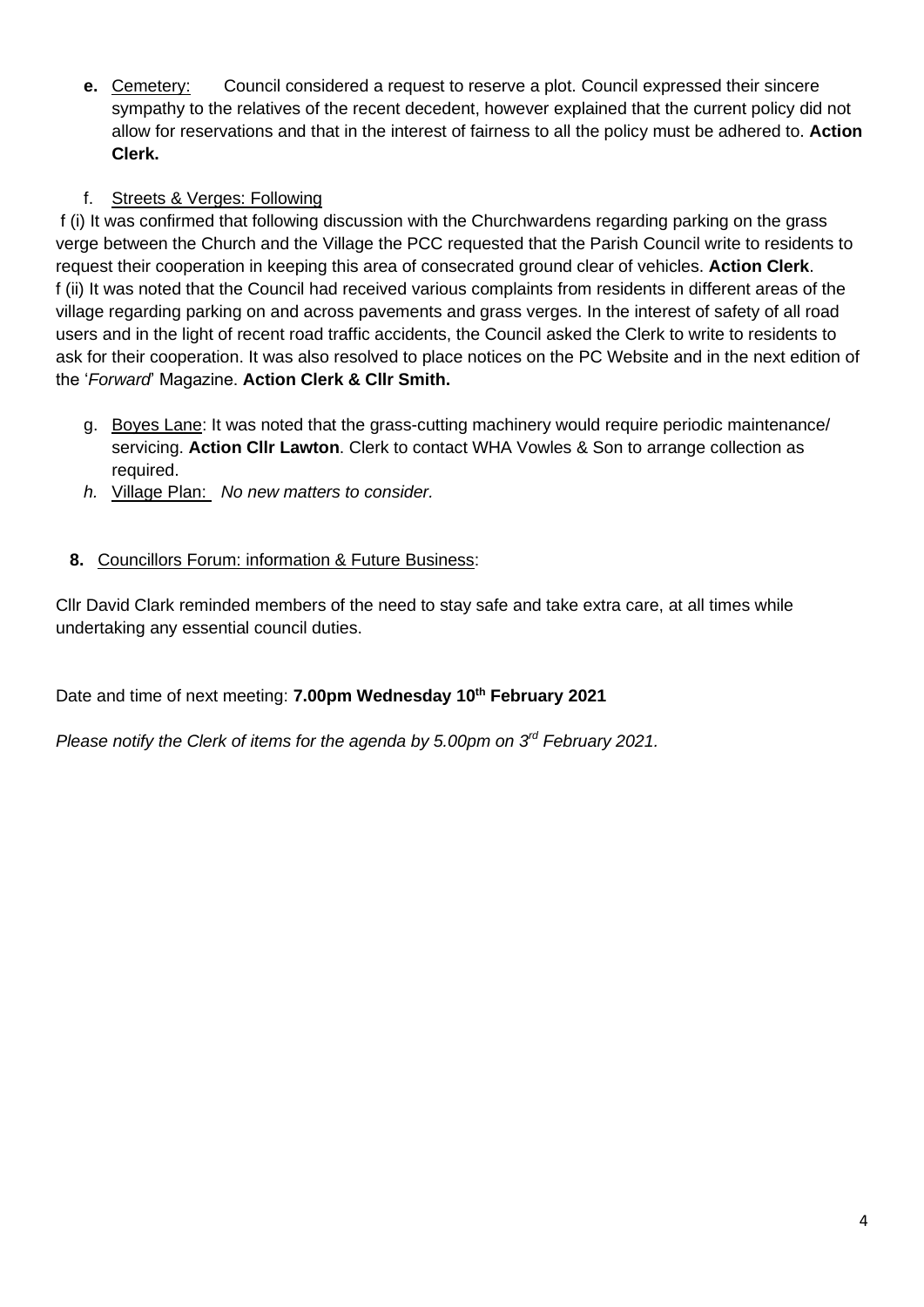**e.** Cemetery: Council considered a request to reserve a plot. Council expressed their sincere sympathy to the relatives of the recent decedent, however explained that the current policy did not allow for reservations and that in the interest of fairness to all the policy must be adhered to. **Action Clerk.**

f. Streets & Verges: Following

f (i) It was confirmed that following discussion with the Churchwardens regarding parking on the grass verge between the Church and the Village the PCC requested that the Parish Council write to residents to request their cooperation in keeping this area of consecrated ground clear of vehicles. **Action Clerk**.

f (ii) It was noted that the Council had received various complaints from residents in different areas of the village regarding parking on and across pavements and grass verges. In the interest of safety of all road users and in the light of recent road traffic accidents, the Council asked the Clerk to write to residents to ask for their cooperation. It was also resolved to place notices on the PC Website and in the next edition of the '*Forward*' Magazine. **Action Clerk & Cllr Smith.**

g. Boyes Lane: It was noted that the grass-cutting machinery would require periodic maintenance/ servicing. **Action Cllr Lawton**. Clerk to contact WHA Vowles & Son to arrange collection as required.

*h.* Village Plan: *No new matters to consider.*

**8.** Councillors Forum: information & Future Business:

Cllr David Clark reminded members of the need to stay safe and take extra care, at all times while undertaking any essential council duties.

Date and time of next meeting: **7.00pm Wednesday 10th February 2021**

*Please notify the Clerk of items for the agenda by 5.00pm on 3rd February 2021.*